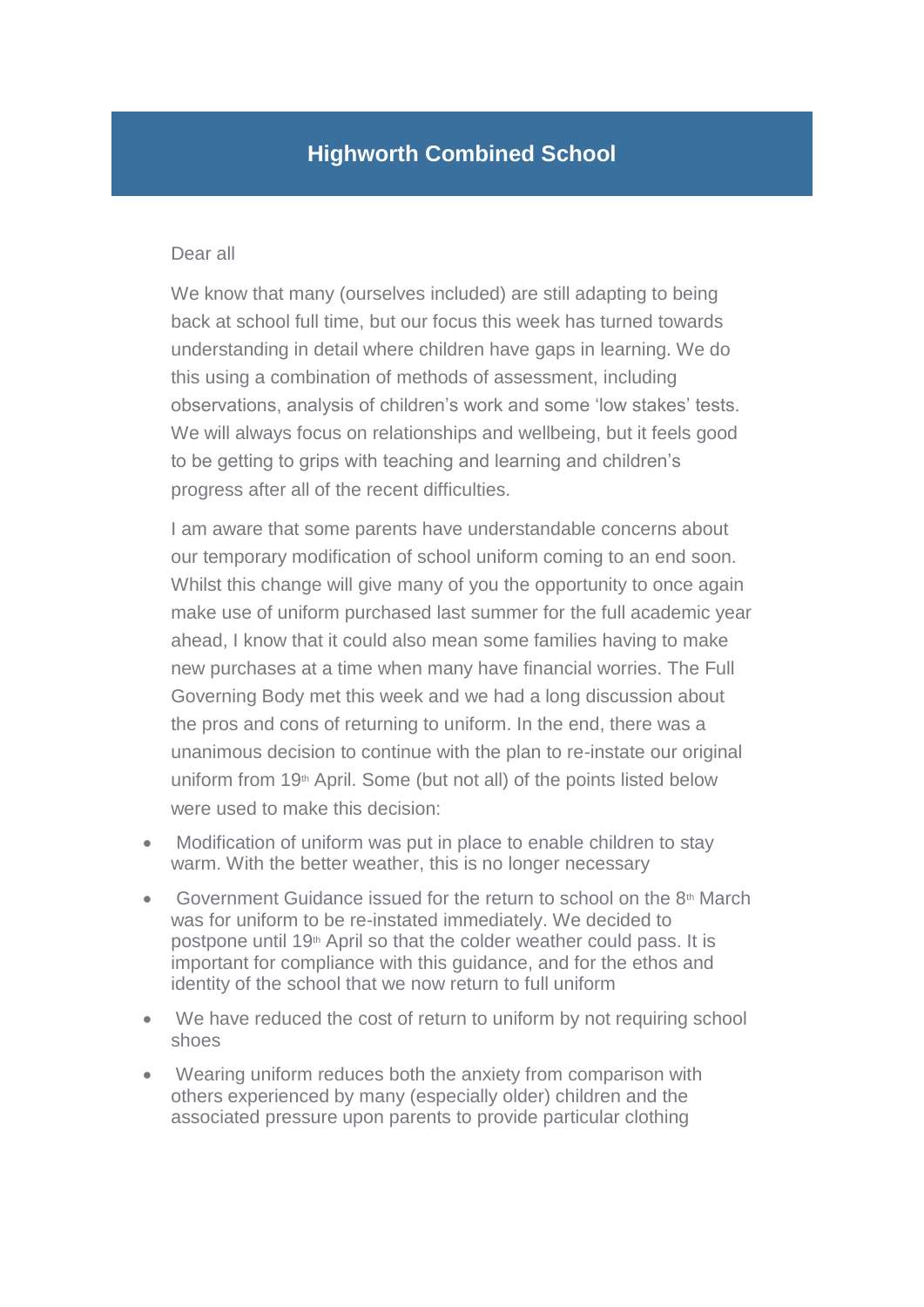# Highworth Combined School

Dear all

We know that many (ourselves included) are still adapting to being back at school full time, but our focus this week has turned towards understanding in detail where children have gaps in learning. We do this using a combination of methods of assessment, including observations, analysis of children's work and some 'low stakes' tests. We will always focus on relationships and wellbeing, but it feels good to be getting to grips with teaching and learning and children's progress after all of the recent difficulties.

I am aware that some parents have understandable concerns about our temporary modification of school uniform coming to an end soon. Whilst this change will give many of you the opportunity to once again make use of uniform purchased last summer for the full academic year ahead, I know that it could also mean some families having to make new purchases at a time when many have financial worries. The Full Governing Body met this week and we had a long discussion about the pros and cons of returning to uniform. In the end, there was a unanimous decision to continue with the plan to re-instate our original uniform from 19th April. Some (but not all) of the points listed below were used to make this decision:

- Modification of uniform was put in place to enable children to stay warm. With the better weather, this is no longer necessary
- Government Guidance issued for the return to school on the 8th March was for uniform to be re-instated immediately. We decided to postpone until 19th April so that the colder weather could pass. It is important for compliance with this guidance, and for the ethos and identity of the school that we now return to full uniform
- We have reduced the cost of return to uniform by not requiring school shoes
- Wearing uniform reduces both the anxiety from comparison with others experienced by many (especially older) children and the associated pressure upon parents to provide particular clothing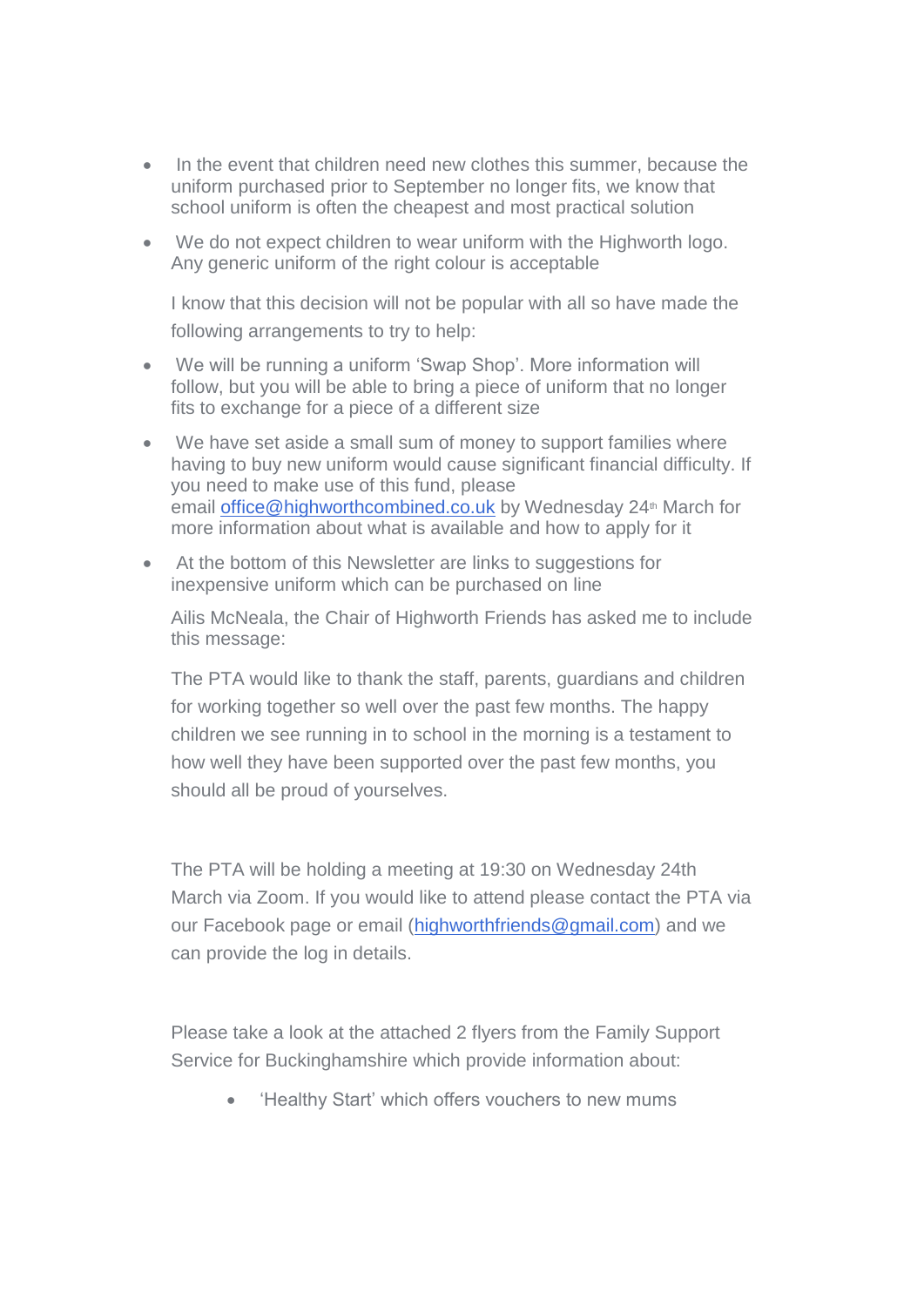- In the event that children need new clothes this summer, because the uniform purchased prior to September no longer fits, we know that school uniform is often the cheapest and most practical solution
- We do not expect children to wear uniform with the Highworth logo. Any generic uniform of the right colour is acceptable

I know that this decision will not be popular with all so have made the following arrangements to try to help:

- We will be running a uniform 'Swap Shop'. More information will follow, but you will be able to bring a piece of uniform that no longer fits to exchange for a piece of a different size
- We have set aside a small sum of money to support families where having to buy new uniform would cause significant financial difficulty. If you need to make use of this fund, please email office@highworthcombined.co.uk by Wednesday 24th March for more information about what is available and how to apply for it
- At the bottom of this Newsletter are links to suggestions for inexpensive uniform which can be purchased on line

Ailis McNeala, the Chair of Highworth Friends has asked me to include this message:

The PTA would like to thank the staff, parents, guardians and children for working together so well over the past few months. The happy children we see running in to school in the morning is a testament to how well they have been supported over the past few months, you should all be proud of yourselves.

The PTA will be holding a meeting at 19:30 on Wednesday 24th March via Zoom. If you would like to attend please contact the PTA via our Facebook page or email (highworthfriends@gmail.com) and we can provide the log in details.

Please take a look at the attached 2 flyers from the Family Support Service for Buckinghamshire which provide information about:

- 'Healthy Start' which offers vouchers to new mums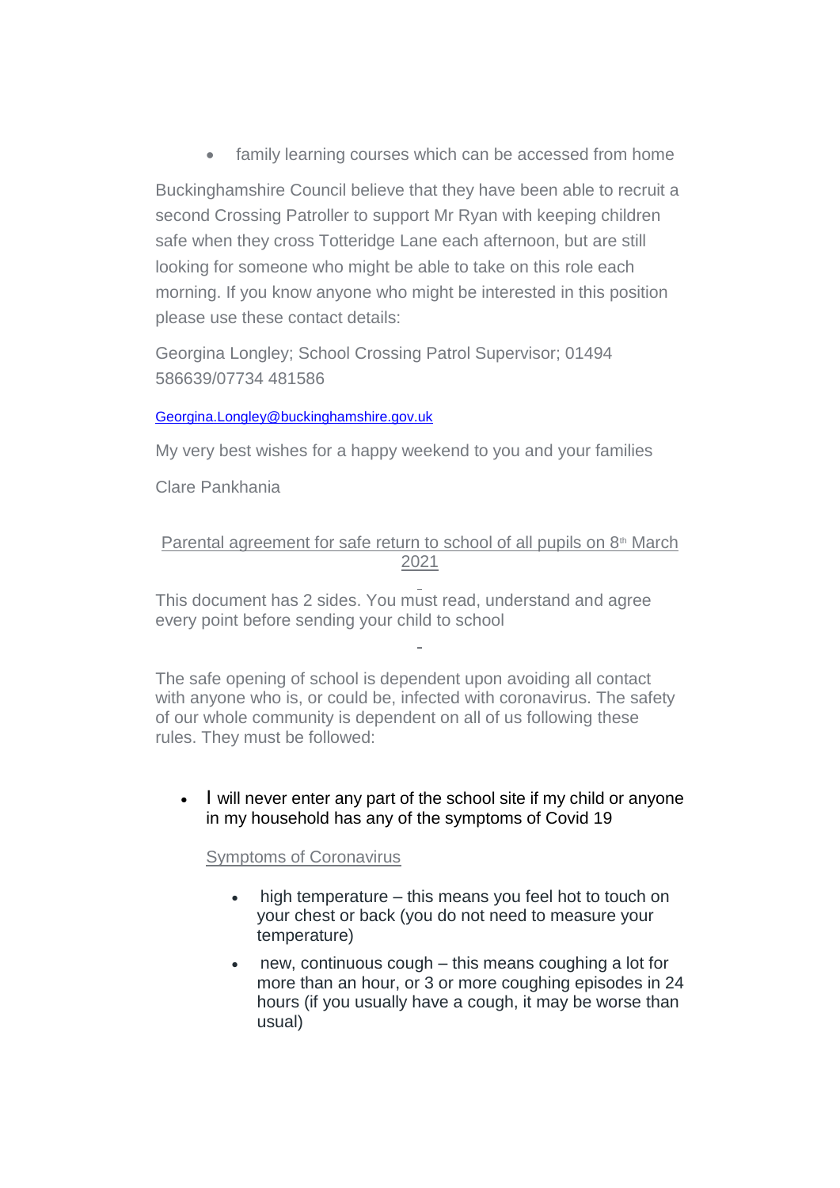- family learning courses which can be accessed from home

Buckinghamshire Council believe that they have been able to recruit a second Crossing Patroller to support Mr Ryan with keeping children safe when they cross Totteridge Lane each afternoon, but are still looking for someone who might be able to take on this role each morning. If you know anyone who might be interested in this position please use these contact details:

Georgina Longley; School Crossing Patrol Supervisor; 01494 586639/07734 481586

Georgina.Longley@buckinghamshire.gov.uk

My very best wishes for a happy weekend to you and your families

Clare Pankhania

## Parental agreement for safe return to school of all pupils on 8th March 2021

This document has 2 sides. You must read, understand and agree every point before sending your child to school

The safe opening of school is dependent upon avoiding all contact with anyone who is, or could be, infected with coronavirus. The safety of our whole community is dependent on all of us following these rules. They must be followed:

- I will never enter any part of the school site if my child or anyone in my household has any of the symptoms of Covid 19

  Symptoms of Coronavirus

  - high temperature – this means you feel hot to touch on your chest or back (you do not need to measure your temperature)
  - new, continuous cough – this means coughing a lot for more than an hour, or 3 or more coughing episodes in 24 hours (if you usually have a cough, it may be worse than usual)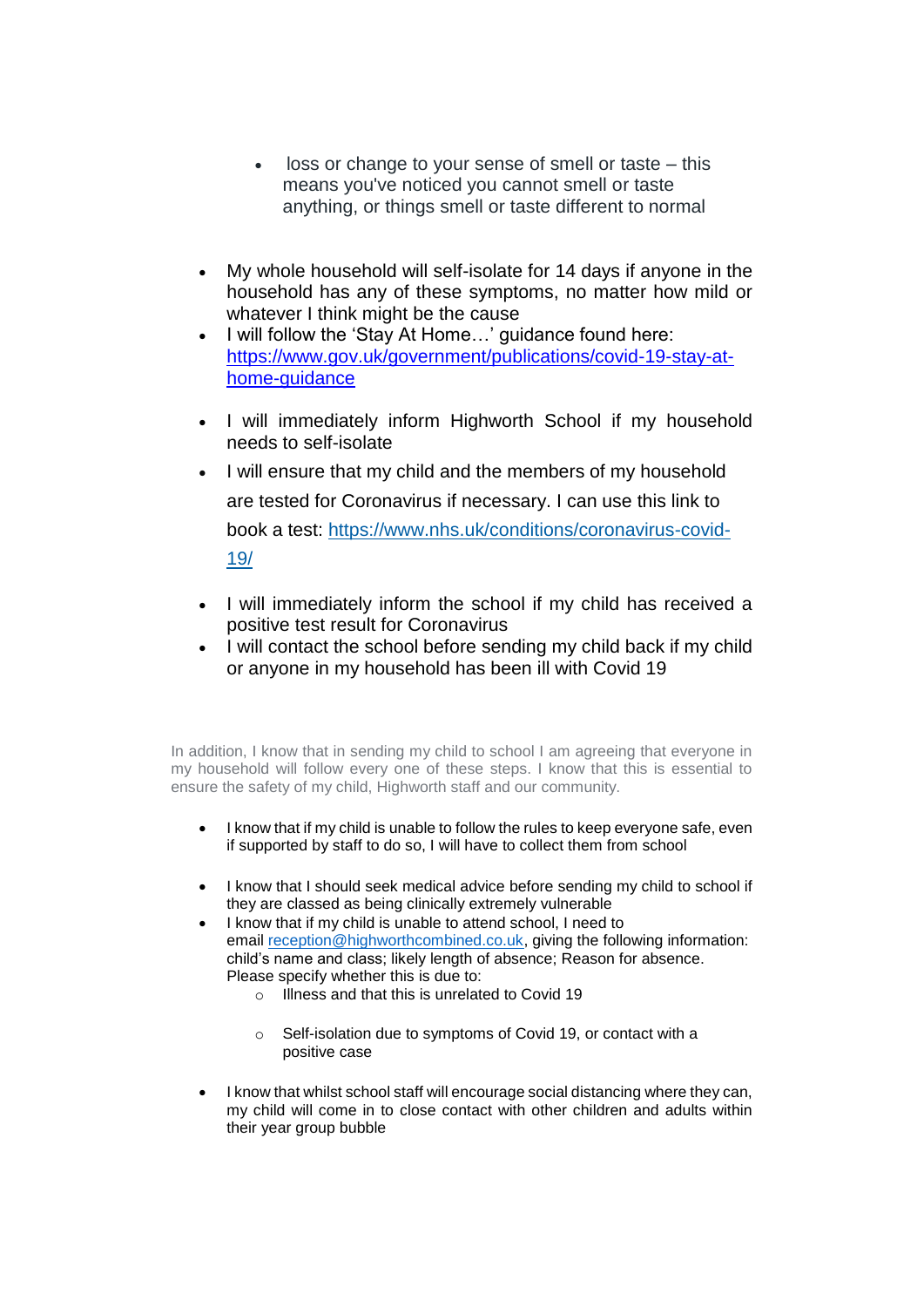- loss or change to your sense of smell or taste – this means you've noticed you cannot smell or taste anything, or things smell or taste different to normal

- My whole household will self-isolate for 14 days if anyone in the household has any of these symptoms, no matter how mild or whatever I think might be the cause
- I will follow the 'Stay At Home…' guidance found here: [https://www.gov.uk/government/publications/covid-19-stay-at-home-guidance](https://www.gov.uk/government/publications/covid-19-stay-at-home-guidance)
- I will immediately inform Highworth School if my household needs to self-isolate
- I will ensure that my child and the members of my household are tested for Coronavirus if necessary. I can use this link to book a test: [https://www.nhs.uk/conditions/coronavirus-covid-19/](https://www.nhs.uk/conditions/coronavirus-covid-19/)
- I will immediately inform the school if my child has received a positive test result for Coronavirus
- I will contact the school before sending my child back if my child or anyone in my household has been ill with Covid 19

In addition, I know that in sending my child to school I am agreeing that everyone in my household will follow every one of these steps. I know that this is essential to ensure the safety of my child, Highworth staff and our community.

- I know that if my child is unable to follow the rules to keep everyone safe, even if supported by staff to do so, I will have to collect them from school
- I know that I should seek medical advice before sending my child to school if they are classed as being clinically extremely vulnerable
- I know that if my child is unable to attend school, I need to email [reception@highworthcombined.co.uk](mailto:reception@highworthcombined.co.uk), giving the following information: child's name and class; likely length of absence; Reason for absence. Please specify whether this is due to:
    - Illness and that this is unrelated to Covid 19
    - Self-isolation due to symptoms of Covid 19, or contact with a positive case
- I know that whilst school staff will encourage social distancing where they can, my child will come in to close contact with other children and adults within their year group bubble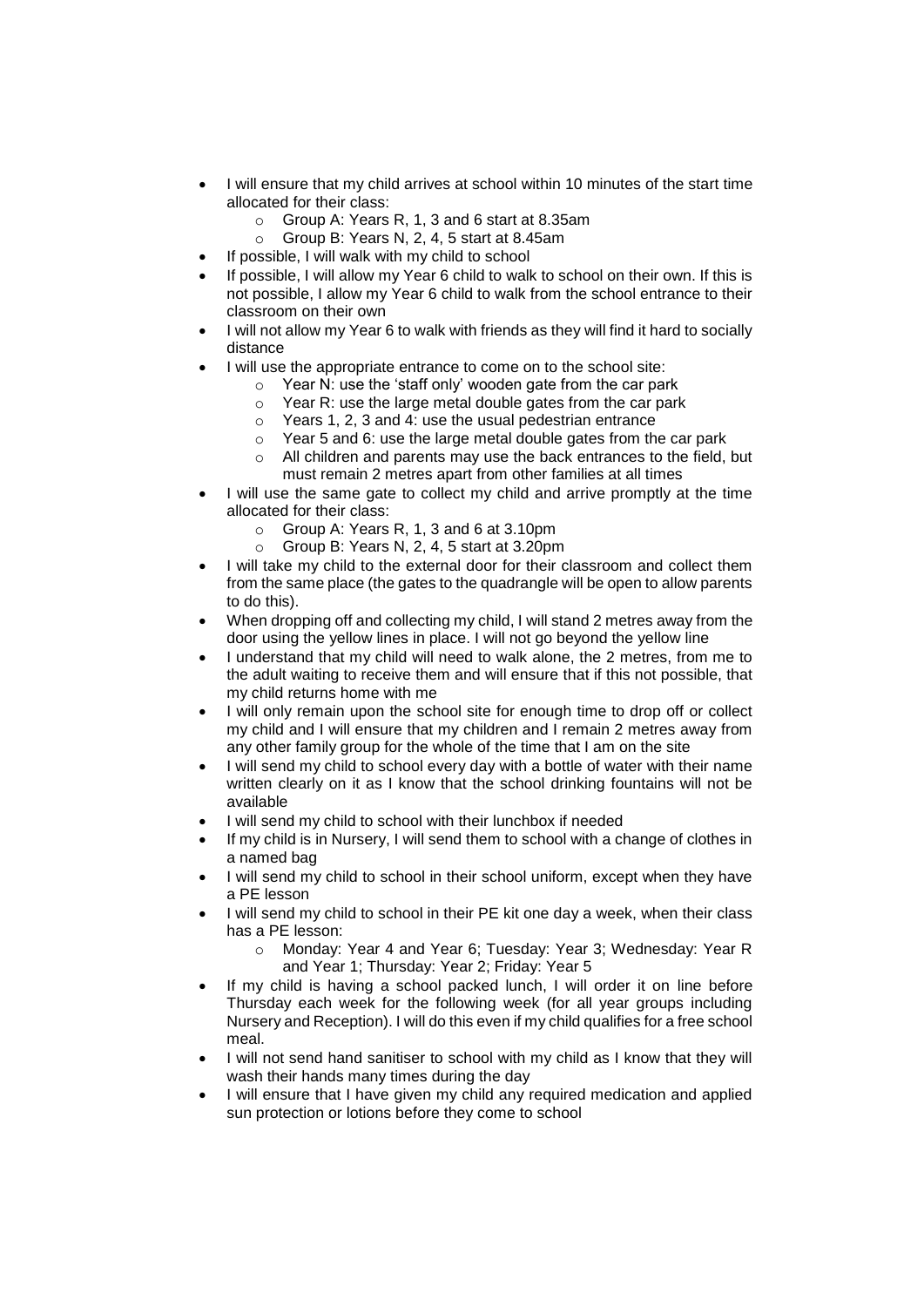- I will ensure that my child arrives at school within 10 minutes of the start time allocated for their class:
    - Group A: Years R, 1, 3 and 6 start at 8.35am
    - Group B: Years N, 2, 4, 5 start at 8.45am
- If possible, I will walk with my child to school
- If possible, I will allow my Year 6 child to walk to school on their own. If this is not possible, I allow my Year 6 child to walk from the school entrance to their classroom on their own
- I will not allow my Year 6 to walk with friends as they will find it hard to socially distance
- I will use the appropriate entrance to come on to the school site:
    - Year N: use the 'staff only' wooden gate from the car park
    - Year R: use the large metal double gates from the car park
    - Years 1, 2, 3 and 4: use the usual pedestrian entrance
    - Year 5 and 6: use the large metal double gates from the car park
    - All children and parents may use the back entrances to the field, but must remain 2 metres apart from other families at all times
- I will use the same gate to collect my child and arrive promptly at the time allocated for their class:
    - Group A: Years R, 1, 3 and 6 at 3.10pm
    - Group B: Years N, 2, 4, 5 start at 3.20pm
- I will take my child to the external door for their classroom and collect them from the same place (the gates to the quadrangle will be open to allow parents to do this).
- When dropping off and collecting my child, I will stand 2 metres away from the door using the yellow lines in place. I will not go beyond the yellow line
- I understand that my child will need to walk alone, the 2 metres, from me to the adult waiting to receive them and will ensure that if this not possible, that my child returns home with me
- I will only remain upon the school site for enough time to drop off or collect my child and I will ensure that my children and I remain 2 metres away from any other family group for the whole of the time that I am on the site
- I will send my child to school every day with a bottle of water with their name written clearly on it as I know that the school drinking fountains will not be available
- I will send my child to school with their lunchbox if needed
- If my child is in Nursery, I will send them to school with a change of clothes in a named bag
- I will send my child to school in their school uniform, except when they have a PE lesson
- I will send my child to school in their PE kit one day a week, when their class has a PE lesson:
    - Monday: Year 4 and Year 6; Tuesday: Year 3; Wednesday: Year R and Year 1; Thursday: Year 2; Friday: Year 5
- If my child is having a school packed lunch, I will order it on line before Thursday each week for the following week (for all year groups including Nursery and Reception). I will do this even if my child qualifies for a free school meal.
- I will not send hand sanitiser to school with my child as I know that they will wash their hands many times during the day
- I will ensure that I have given my child any required medication and applied sun protection or lotions before they come to school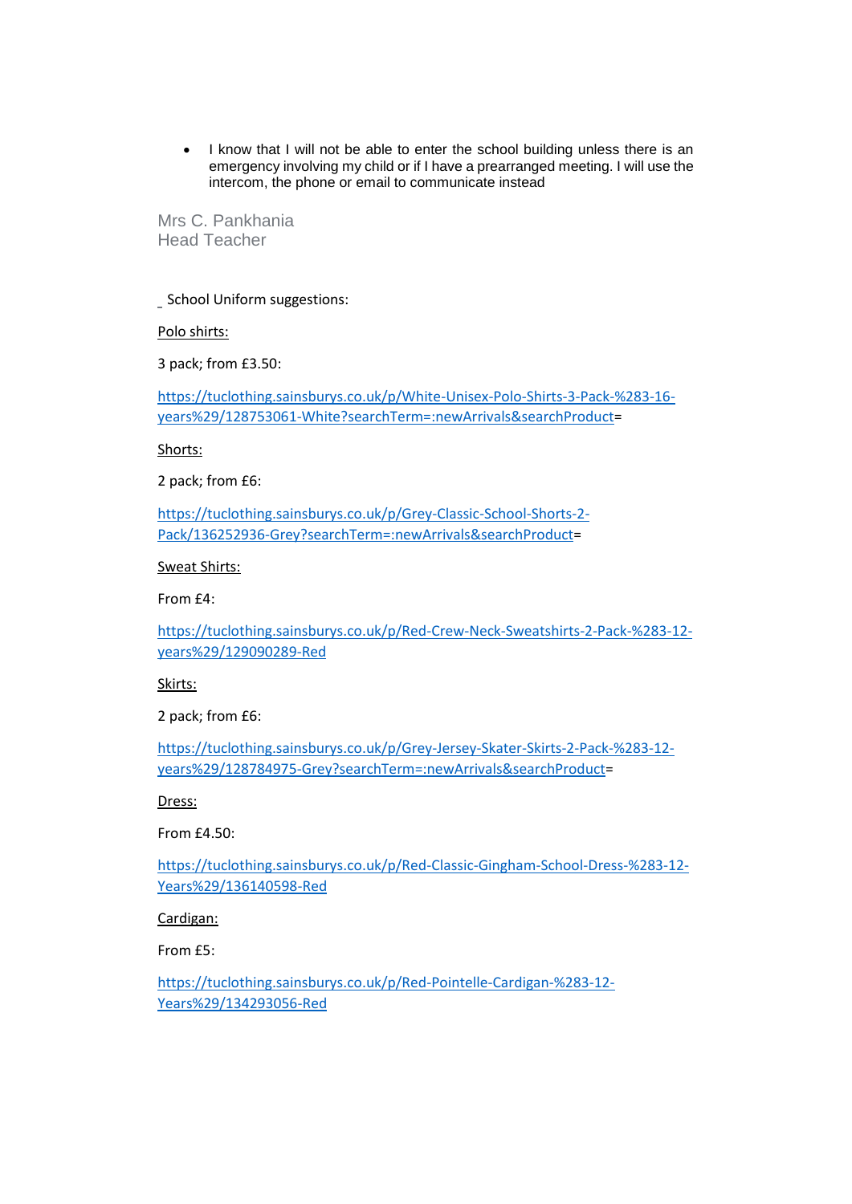- I know that I will not be able to enter the school building unless there is an emergency involving my child or if I have a prearranged meeting. I will use the intercom, the phone or email to communicate instead

Mrs C. Pankhania
Head Teacher

School Uniform suggestions:

Polo shirts:

3 pack; from £3.50:

https://tuclothing.sainsburys.co.uk/p/White-Unisex-Polo-Shirts-3-Pack-%283-16-years%29/128753061-White?searchTerm=:newArrivals&searchProduct=

Shorts:

2 pack; from £6:

https://tuclothing.sainsburys.co.uk/p/Grey-Classic-School-Shorts-2-Pack/136252936-Grey?searchTerm=:newArrivals&searchProduct=

Sweat Shirts:

From £4:

https://tuclothing.sainsburys.co.uk/p/Red-Crew-Neck-Sweatshirts-2-Pack-%283-12-years%29/129090289-Red

Skirts:

2 pack; from £6:

https://tuclothing.sainsburys.co.uk/p/Grey-Jersey-Skater-Skirts-2-Pack-%283-12-years%29/128784975-Grey?searchTerm=:newArrivals&searchProduct=

Dress:

From £4.50:

https://tuclothing.sainsburys.co.uk/p/Red-Classic-Gingham-School-Dress-%283-12-Years%29/136140598-Red

Cardigan:

From £5:

https://tuclothing.sainsburys.co.uk/p/Red-Pointelle-Cardigan-%283-12-Years%29/134293056-Red